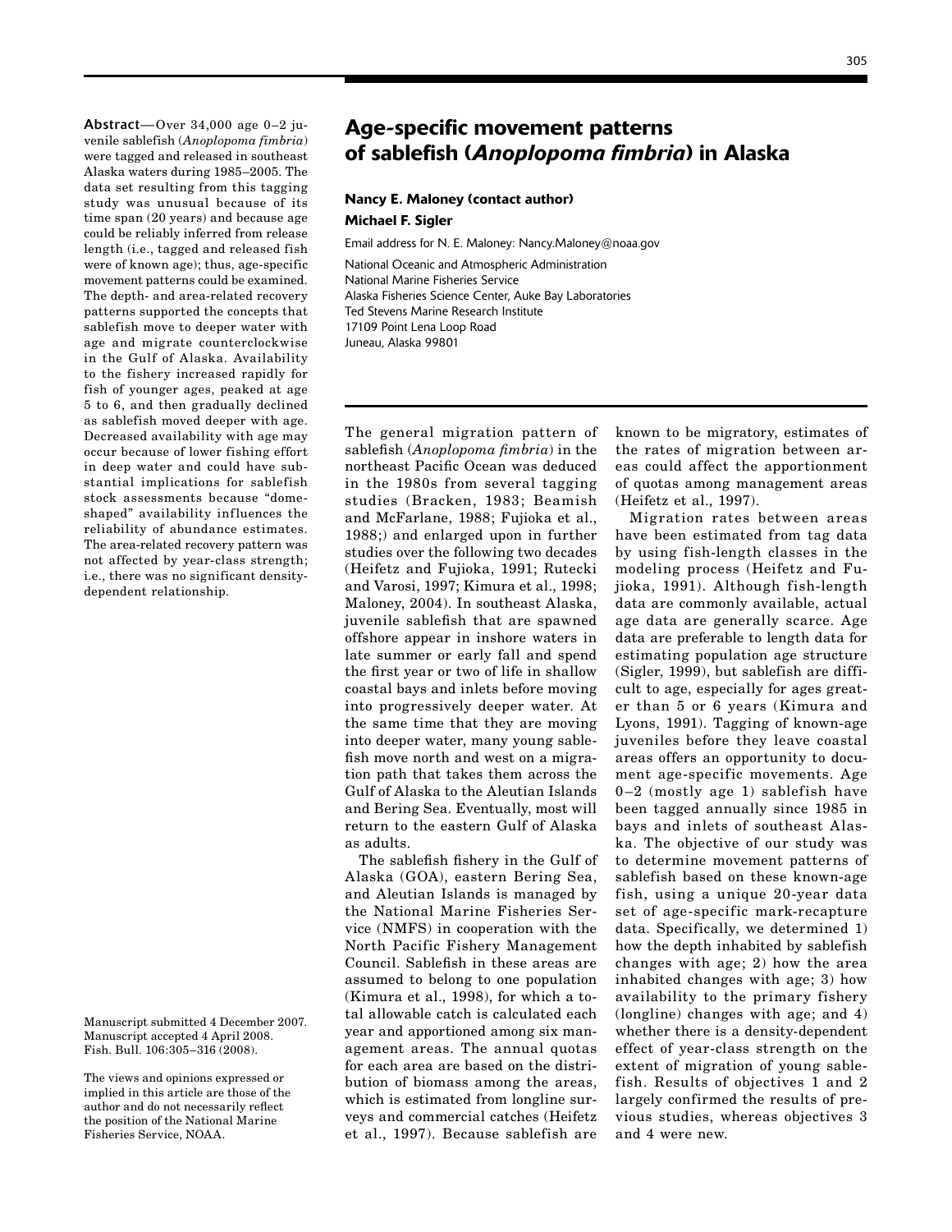# Age-specific movement patterns of sablefish (*Anoplopoma fimbria*) in Alaska

**Nancy E. Maloney (contact author)**

**Michael F. Sigler**

Email address for N. E. Maloney: Nancy.Maloney@noaa.gov

National Oceanic and Atmospheric Administration
National Marine Fisheries Service
Alaska Fisheries Science Center, Auke Bay Laboratories
Ted Stevens Marine Research Institute
17109 Point Lena Loop Road
Juneau, Alaska 99801

**Abstract**—Over 34,000 age 0–2 juvenile sablefish (*Anoplopoma fimbria*) were tagged and released in southeast Alaska waters during 1985–2005. The data set resulting from this tagging study was unusual because of its time span (20 years) and because age could be reliably inferred from release length (i.e., tagged and released fish were of known age); thus, age-specific movement patterns could be examined. The depth- and area-related recovery patterns supported the concepts that sablefish move to deeper water with age and migrate counterclockwise in the Gulf of Alaska. Availability to the fishery increased rapidly for fish of younger ages, peaked at age 5 to 6, and then gradually declined as sablefish moved deeper with age. Decreased availability with age may occur because of lower fishing effort in deep water and could have substantial implications for sablefish stock assessments because "dome-shaped" availability influences the reliability of abundance estimates. The area-related recovery pattern was not affected by year-class strength; i.e., there was no significant density-dependent relationship.

Manuscript submitted 4 December 2007.
Manuscript accepted 4 April 2008.
Fish. Bull. 106:305–316 (2008).

The views and opinions expressed or implied in this article are those of the author and do not necessarily reflect the position of the National Marine Fisheries Service, NOAA.

The general migration pattern of sablefish (*Anoplopoma fimbria*) in the northeast Pacific Ocean was deduced in the 1980s from several tagging studies (Bracken, 1983; Beamish and McFarlane, 1988; Fujioka et al., 1988;) and enlarged upon in further studies over the following two decades (Heifetz and Fujioka, 1991; Rutecki and Varosi, 1997; Kimura et al., 1998; Maloney, 2004). In southeast Alaska, juvenile sablefish that are spawned offshore appear in inshore waters in late summer or early fall and spend the first year or two of life in shallow coastal bays and inlets before moving into progressively deeper water. At the same time that they are moving into deeper water, many young sablefish move north and west on a migration path that takes them across the Gulf of Alaska to the Aleutian Islands and Bering Sea. Eventually, most will return to the eastern Gulf of Alaska as adults.

The sablefish fishery in the Gulf of Alaska (GOA), eastern Bering Sea, and Aleutian Islands is managed by the National Marine Fisheries Service (NMFS) in cooperation with the North Pacific Fishery Management Council. Sablefish in these areas are assumed to belong to one population (Kimura et al., 1998), for which a total allowable catch is calculated each year and apportioned among six management areas. The annual quotas for each area are based on the distribution of biomass among the areas, which is estimated from longline surveys and commercial catches (Heifetz et al., 1997). Because sablefish are known to be migratory, estimates of the rates of migration between areas could affect the apportionment of quotas among management areas (Heifetz et al., 1997).

Migration rates between areas have been estimated from tag data by using fish-length classes in the modeling process (Heifetz and Fujioka, 1991). Although fish-length data are commonly available, actual age data are generally scarce. Age data are preferable to length data for estimating population age structure (Sigler, 1999), but sablefish are difficult to age, especially for ages greater than 5 or 6 years (Kimura and Lyons, 1991). Tagging of known-age juveniles before they leave coastal areas offers an opportunity to document age-specific movements. Age 0–2 (mostly age 1) sablefish have been tagged annually since 1985 in bays and inlets of southeast Alaska. The objective of our study was to determine movement patterns of sablefish based on these known-age fish, using a unique 20-year data set of age-specific mark-recapture data. Specifically, we determined 1) how the depth inhabited by sablefish changes with age; 2) how the area inhabited changes with age; 3) how availability to the primary fishery (longline) changes with age; and 4) whether there is a density-dependent effect of year-class strength on the extent of migration of young sablefish. Results of objectives 1 and 2 largely confirmed the results of previous studies, whereas objectives 3 and 4 were new.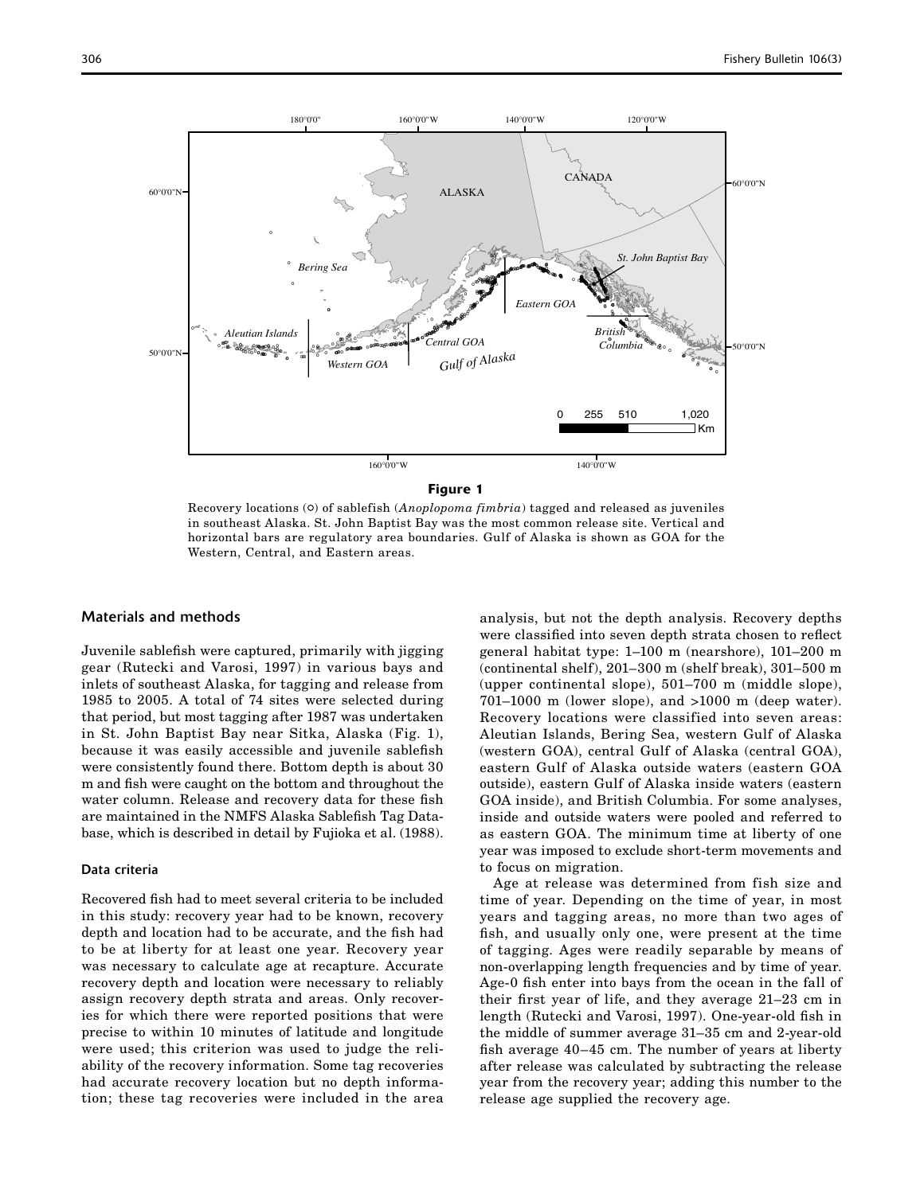**Figure 1**

Recovery locations (○) of sablefish (*Anoplopoma fimbria*) tagged and released as juveniles in southeast Alaska. St. John Baptist Bay was the most common release site. Vertical and horizontal bars are regulatory area boundaries. Gulf of Alaska is shown as GOA for the Western, Central, and Eastern areas.

## Materials and methods

Juvenile sablefish were captured, primarily with jigging gear (Rutecki and Varosi, 1997) in various bays and inlets of southeast Alaska, for tagging and release from 1985 to 2005. A total of 74 sites were selected during that period, but most tagging after 1987 was undertaken in St. John Baptist Bay near Sitka, Alaska (Fig. 1), because it was easily accessible and juvenile sablefish were consistently found there. Bottom depth is about 30 m and fish were caught on the bottom and throughout the water column. Release and recovery data for these fish are maintained in the NMFS Alaska Sablefish Tag Database, which is described in detail by Fujioka et al. (1988).

### Data criteria

Recovered fish had to meet several criteria to be included in this study: recovery year had to be known, recovery depth and location had to be accurate, and the fish had to be at liberty for at least one year. Recovery year was necessary to calculate age at recapture. Accurate recovery depth and location were necessary to reliably assign recovery depth strata and areas. Only recoveries for which there were reported positions that were precise to within 10 minutes of latitude and longitude were used; this criterion was used to judge the reliability of the recovery information. Some tag recoveries had accurate recovery location but no depth information; these tag recoveries were included in the area analysis, but not the depth analysis. Recovery depths were classified into seven depth strata chosen to reflect general habitat type: 1–100 m (nearshore), 101–200 m (continental shelf), 201–300 m (shelf break), 301–500 m (upper continental slope), 501–700 m (middle slope), 701–1000 m (lower slope), and >1000 m (deep water). Recovery locations were classified into seven areas: Aleutian Islands, Bering Sea, western Gulf of Alaska (western GOA), central Gulf of Alaska (central GOA), eastern Gulf of Alaska outside waters (eastern GOA outside), eastern Gulf of Alaska inside waters (eastern GOA inside), and British Columbia. For some analyses, inside and outside waters were pooled and referred to as eastern GOA. The minimum time at liberty of one year was imposed to exclude short-term movements and to focus on migration.

Age at release was determined from fish size and time of year. Depending on the time of year, in most years and tagging areas, no more than two ages of fish, and usually only one, were present at the time of tagging. Ages were readily separable by means of non-overlapping length frequencies and by time of year. Age-0 fish enter into bays from the ocean in the fall of their first year of life, and they average 21–23 cm in length (Rutecki and Varosi, 1997). One-year-old fish in the middle of summer average 31–35 cm and 2-year-old fish average 40–45 cm. The number of years at liberty after release was calculated by subtracting the release year from the recovery year; adding this number to the release age supplied the recovery age.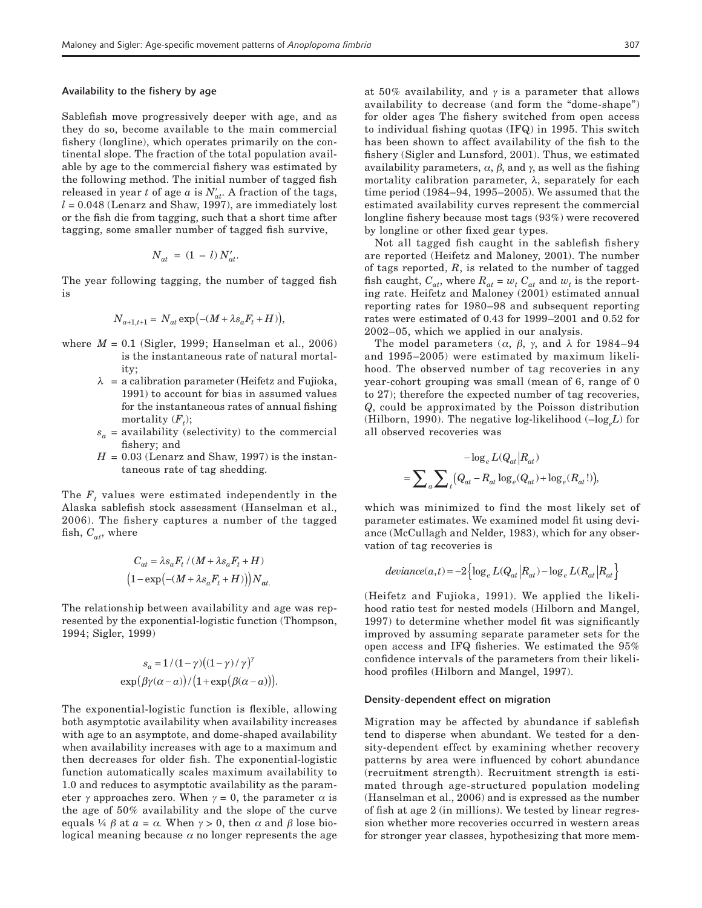### Availability to the fishery by age

Sablefish move progressively deeper with age, and as they do so, become available to the main commercial fishery (longline), which operates primarily on the continental slope. The fraction of the total population available by age to the commercial fishery was estimated by the following method. The initial number of tagged fish released in year $t$ of age $a$ is $N'_{at}$. A fraction of the tags, $l = 0.048$ (Lenarz and Shaw, 1997), are immediately lost or the fish die from tagging, such that a short time after tagging, some smaller number of tagged fish survive,

$$N_{at} = (1 - l)\,N'_{at}.$$

The year following tagging, the number of tagged fish is

$$N_{a+1,t+1} = N_{at}\exp\left(-(M + \lambda s_a F_t + H)\right),$$

where $M = 0.1$ (Sigler, 1999; Hanselman et al., 2006) is the instantaneous rate of natural mortality;

- $\lambda$ = a calibration parameter (Heifetz and Fujioka, 1991) to account for bias in assumed values for the instantaneous rates of annual fishing mortality ($F_t$);
- $s_a$ = availability (selectivity) to the commercial fishery; and
- $H$ = 0.03 (Lenarz and Shaw, 1997) is the instantaneous rate of tag shedding.

The $F_t$ values were estimated independently in the Alaska sablefish stock assessment (Hanselman et al., 2006). The fishery captures a number of the tagged fish, $C_{at}$, where

$$C_{at} = \lambda s_a F_t / (M + \lambda s_a F_t + H)\left(1 - \exp\left(-(M + \lambda s_a F_t + H)\right)\right)N_{at}.$$

The relationship between availability and age was represented by the exponential-logistic function (Thompson, 1994; Sigler, 1999)

$$s_a = 1/(1-\gamma)\left((1-\gamma)/\gamma\right)^{\gamma}\exp\left(\beta\gamma(\alpha - a)\right)/\left(1 + \exp\left(\beta(\alpha - a)\right)\right).$$

The exponential-logistic function is flexible, allowing both asymptotic availability when availability increases with age to an asymptote, and dome-shaped availability when availability increases with age to a maximum and then decreases for older fish. The exponential-logistic function automatically scales maximum availability to 1.0 and reduces to asymptotic availability as the parameter $\gamma$ approaches zero. When $\gamma = 0$, the parameter $\alpha$ is the age of 50% availability and the slope of the curve equals ¼ $\beta$ at $a = \alpha$. When $\gamma > 0$, then $\alpha$ and $\beta$ lose biological meaning because $\alpha$ no longer represents the age at 50% availability, and $\gamma$ is a parameter that allows availability to decrease (and form the "dome-shape") for older ages The fishery switched from open access to individual fishing quotas (IFQ) in 1995. This switch has been shown to affect availability of the fish to the fishery (Sigler and Lunsford, 2001). Thus, we estimated availability parameters, $\alpha$, $\beta$, and $\gamma$, as well as the fishing mortality calibration parameter, $\lambda$, separately for each time period (1984–94, 1995–2005). We assumed that the estimated availability curves represent the commercial longline fishery because most tags (93%) were recovered by longline or other fixed gear types.

Not all tagged fish caught in the sablefish fishery are reported (Heifetz and Maloney, 2001). The number of tags reported, $R$, is related to the number of tagged fish caught, $C_{at}$, where $R_{at} = w_t\,C_{at}$ and $w_t$ is the reporting rate. Heifetz and Maloney (2001) estimated annual reporting rates for 1980–98 and subsequent reporting rates were estimated of 0.43 for 1999–2001 and 0.52 for 2002–05, which we applied in our analysis.

The model parameters ($\alpha$, $\beta$, $\gamma$, and $\lambda$ for 1984–94 and 1995–2005) were estimated by maximum likelihood. The observed number of tag recoveries in any year-cohort grouping was small (mean of 6, range of 0 to 27); therefore the expected number of tag recoveries, $Q$, could be approximated by the Poisson distribution (Hilborn, 1990). The negative log-likelihood ($-\log_e L$) for all observed recoveries was

$$-\log_e L(Q_{at}|R_{at}) = \sum_a \sum_t \left(Q_{at} - R_{at}\log_e(Q_{at}) + \log_e(R_{at}!)\right),$$

which was minimized to find the most likely set of parameter estimates. We examined model fit using deviance (McCullagh and Nelder, 1983), which for any observation of tag recoveries is

$$deviance(a,t) = -2\left\{\log_e L(Q_{at}|R_{at}) - \log_e L(R_{at}|R_{at}\right\}$$

(Heifetz and Fujioka, 1991). We applied the likelihood ratio test for nested models (Hilborn and Mangel, 1997) to determine whether model fit was significantly improved by assuming separate parameter sets for the open access and IFQ fisheries. We estimated the 95% confidence intervals of the parameters from their likelihood profiles (Hilborn and Mangel, 1997).

### Density-dependent effect on migration

Migration may be affected by abundance if sablefish tend to disperse when abundant. We tested for a density-dependent effect by examining whether recovery patterns by area were influenced by cohort abundance (recruitment strength). Recruitment strength is estimated through age-structured population modeling (Hanselman et al., 2006) and is expressed as the number of fish at age 2 (in millions). We tested by linear regression whether more recoveries occurred in western areas for stronger year classes, hypothesizing that more mem-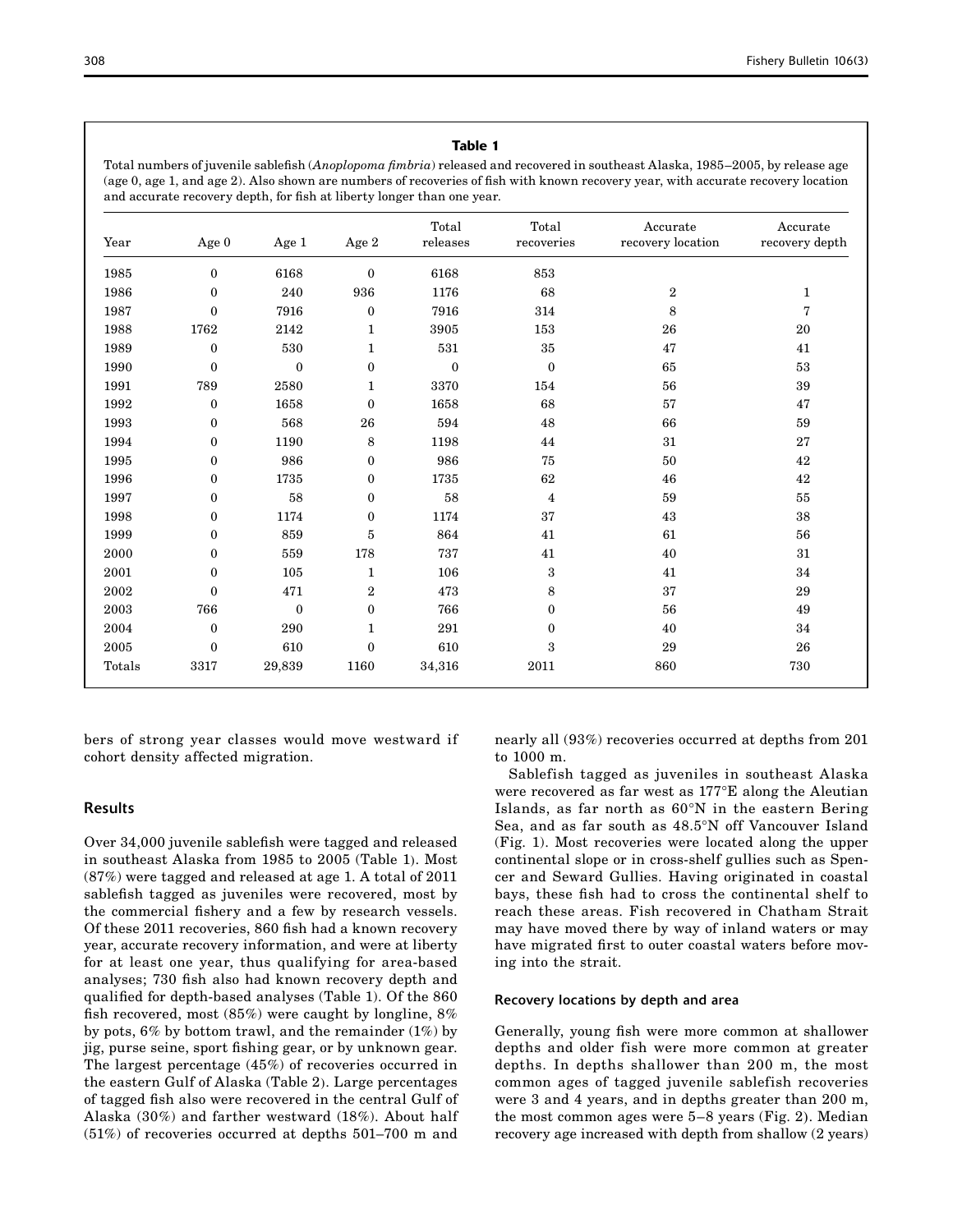**Table 1**

Total numbers of juvenile sablefish (*Anoplopoma fimbria*) released and recovered in southeast Alaska, 1985–2005, by release age (age 0, age 1, and age 2). Also shown are numbers of recoveries of fish with known recovery year, with accurate recovery location and accurate recovery depth, for fish at liberty longer than one year.

| Year | Age 0 | Age 1 | Age 2 | Total releases | Total recoveries | Accurate recovery location | Accurate recovery depth |
|---|---|---|---|---|---|---|---|
| 1985 | 0 | 6168 | 0 | 6168 | 853 | | |
| 1986 | 0 | 240 | 936 | 1176 | 68 | 2 | 1 |
| 1987 | 0 | 7916 | 0 | 7916 | 314 | 8 | 7 |
| 1988 | 1762 | 2142 | 1 | 3905 | 153 | 26 | 20 |
| 1989 | 0 | 530 | 1 | 531 | 35 | 47 | 41 |
| 1990 | 0 | 0 | 0 | 0 | 0 | 65 | 53 |
| 1991 | 789 | 2580 | 1 | 3370 | 154 | 56 | 39 |
| 1992 | 0 | 1658 | 0 | 1658 | 68 | 57 | 47 |
| 1993 | 0 | 568 | 26 | 594 | 48 | 66 | 59 |
| 1994 | 0 | 1190 | 8 | 1198 | 44 | 31 | 27 |
| 1995 | 0 | 986 | 0 | 986 | 75 | 50 | 42 |
| 1996 | 0 | 1735 | 0 | 1735 | 62 | 46 | 42 |
| 1997 | 0 | 58 | 0 | 58 | 4 | 59 | 55 |
| 1998 | 0 | 1174 | 0 | 1174 | 37 | 43 | 38 |
| 1999 | 0 | 859 | 5 | 864 | 41 | 61 | 56 |
| 2000 | 0 | 559 | 178 | 737 | 41 | 40 | 31 |
| 2001 | 0 | 105 | 1 | 106 | 3 | 41 | 34 |
| 2002 | 0 | 471 | 2 | 473 | 8 | 37 | 29 |
| 2003 | 766 | 0 | 0 | 766 | 0 | 56 | 49 |
| 2004 | 0 | 290 | 1 | 291 | 0 | 40 | 34 |
| 2005 | 0 | 610 | 0 | 610 | 3 | 29 | 26 |
| Totals | 3317 | 29,839 | 1160 | 34,316 | 2011 | 860 | 730 |

bers of strong year classes would move westward if cohort density affected migration.

## Results

Over 34,000 juvenile sablefish were tagged and released in southeast Alaska from 1985 to 2005 (Table 1). Most (87%) were tagged and released at age 1. A total of 2011 sablefish tagged as juveniles were recovered, most by the commercial fishery and a few by research vessels. Of these 2011 recoveries, 860 fish had a known recovery year, accurate recovery information, and were at liberty for at least one year, thus qualifying for area-based analyses; 730 fish also had known recovery depth and qualified for depth-based analyses (Table 1). Of the 860 fish recovered, most (85%) were caught by longline, 8% by pots, 6% by bottom trawl, and the remainder (1%) by jig, purse seine, sport fishing gear, or by unknown gear. The largest percentage (45%) of recoveries occurred in the eastern Gulf of Alaska (Table 2). Large percentages of tagged fish also were recovered in the central Gulf of Alaska (30%) and farther westward (18%). About half (51%) of recoveries occurred at depths 501–700 m and nearly all (93%) recoveries occurred at depths from 201 to 1000 m.

Sablefish tagged as juveniles in southeast Alaska were recovered as far west as 177°E along the Aleutian Islands, as far north as 60°N in the eastern Bering Sea, and as far south as 48.5°N off Vancouver Island (Fig. 1). Most recoveries were located along the upper continental slope or in cross-shelf gullies such as Spencer and Seward Gullies. Having originated in coastal bays, these fish had to cross the continental shelf to reach these areas. Fish recovered in Chatham Strait may have moved there by way of inland waters or may have migrated first to outer coastal waters before moving into the strait.

### Recovery locations by depth and area

Generally, young fish were more common at shallower depths and older fish were more common at greater depths. In depths shallower than 200 m, the most common ages of tagged juvenile sablefish recoveries were 3 and 4 years, and in depths greater than 200 m, the most common ages were 5–8 years (Fig. 2). Median recovery age increased with depth from shallow (2 years)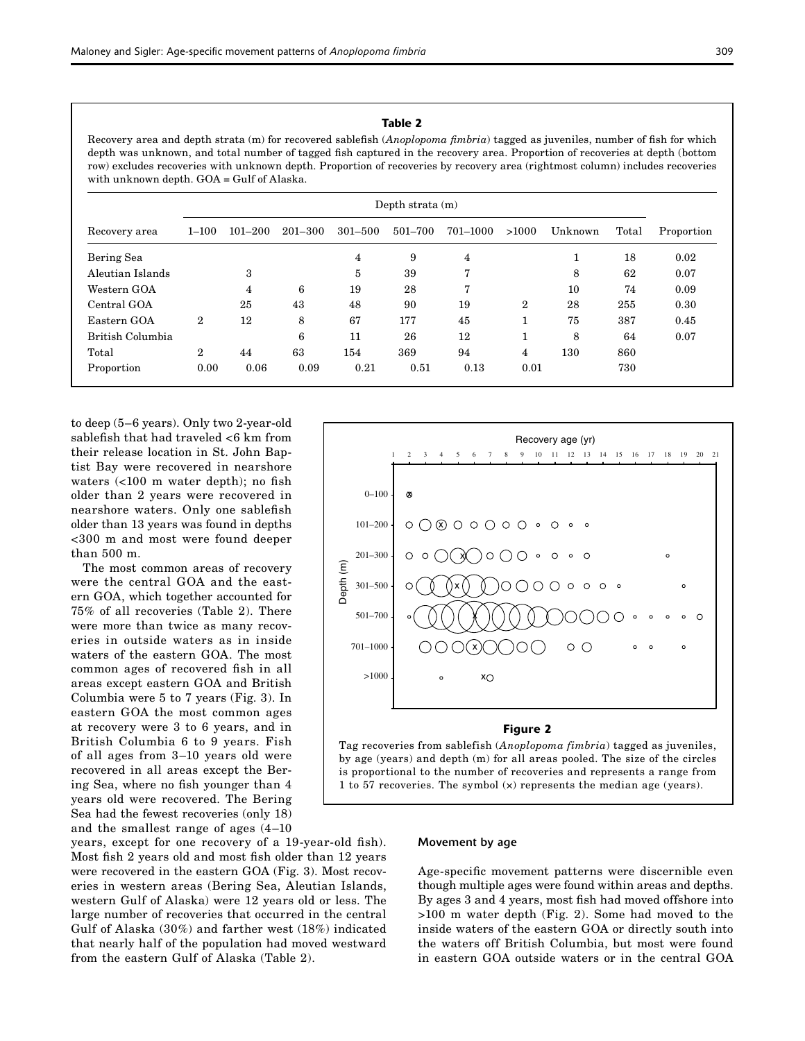**Table 2**

Recovery area and depth strata (m) for recovered sablefish (*Anoplopoma fimbria*) tagged as juveniles, number of fish for which depth was unknown, and total number of tagged fish captured in the recovery area. Proportion of recoveries at depth (bottom row) excludes recoveries with unknown depth. Proportion of recoveries by recovery area (rightmost column) includes recoveries with unknown depth. GOA = Gulf of Alaska.

| Recovery area | Depth strata (m) | | | | | | | | | |
|---|---|---|---|---|---|---|---|---|---|---|
| | 1–100 | 101–200 | 201–300 | 301–500 | 501–700 | 701–1000 | >1000 | Unknown | Total | Proportion |
| Bering Sea | | | | 4 | 9 | 4 | | 1 | 18 | 0.02 |
| Aleutian Islands | | 3 | | 5 | 39 | 7 | | 8 | 62 | 0.07 |
| Western GOA | | 4 | 6 | 19 | 28 | 7 | | 10 | 74 | 0.09 |
| Central GOA | | 25 | 43 | 48 | 90 | 19 | 2 | 28 | 255 | 0.30 |
| Eastern GOA | 2 | 12 | 8 | 67 | 177 | 45 | 1 | 75 | 387 | 0.45 |
| British Columbia | | | 6 | 11 | 26 | 12 | 1 | 8 | 64 | 0.07 |
| Total | 2 | 44 | 63 | 154 | 369 | 94 | 4 | 130 | 860 | |
| Proportion | 0.00 | 0.06 | 0.09 | 0.21 | 0.51 | 0.13 | 0.01 | | 730 | |

to deep (5–6 years). Only two 2-year-old sablefish that had traveled <6 km from their release location in St. John Baptist Bay were recovered in nearshore waters (<100 m water depth); no fish older than 2 years were recovered in nearshore waters. Only one sablefish older than 13 years was found in depths <300 m and most were found deeper than 500 m.

The most common areas of recovery were the central GOA and the eastern GOA, which together accounted for 75% of all recoveries (Table 2). There were more than twice as many recoveries in outside waters as in inside waters of the eastern GOA. The most common ages of recovered fish in all areas except eastern GOA and British Columbia were 5 to 7 years (Fig. 3). In eastern GOA the most common ages at recovery were 3 to 6 years, and in British Columbia 6 to 9 years. Fish of all ages from 3–10 years old were recovered in all areas except the Bering Sea, where no fish younger than 4 years old were recovered. The Bering Sea had the fewest recoveries (only 18) and the smallest range of ages (4–10 years, except for one recovery of a 19-year-old fish). Most fish 2 years old and most fish older than 12 years were recovered in the eastern GOA (Fig. 3). Most recoveries in western areas (Bering Sea, Aleutian Islands, western Gulf of Alaska) were 12 years old or less. The large number of recoveries that occurred in the central Gulf of Alaska (30%) and farther west (18%) indicated that nearly half of the population had moved westward from the eastern Gulf of Alaska (Table 2).

**Figure 2**

Tag recoveries from sablefish (*Anoplopoma fimbria*) tagged as juveniles, by age (years) and depth (m) for all areas pooled. The size of the circles is proportional to the number of recoveries and represents a range from 1 to 57 recoveries. The symbol (×) represents the median age (years).

### Movement by age

Age-specific movement patterns were discernible even though multiple ages were found within areas and depths. By ages 3 and 4 years, most fish had moved offshore into >100 m water depth (Fig. 2). Some had moved to the inside waters of the eastern GOA or directly south into the waters off British Columbia, but most were found in eastern GOA outside waters or in the central GOA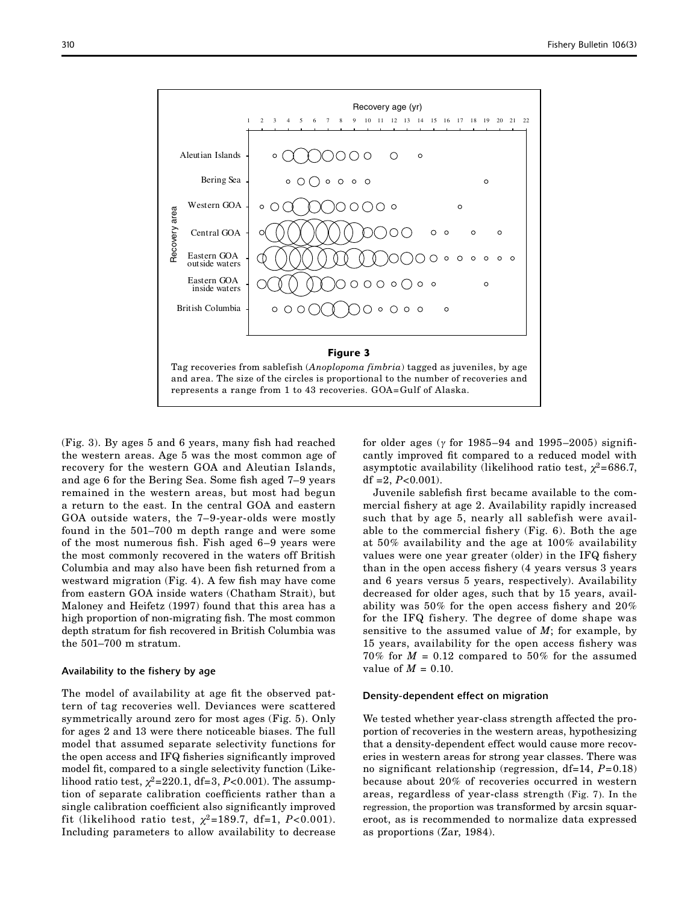**Figure 3**

Tag recoveries from sablefish (*Anoplopoma fimbria*) tagged as juveniles, by age and area. The size of the circles is proportional to the number of recoveries and represents a range from 1 to 43 recoveries. GOA=Gulf of Alaska.

(Fig. 3). By ages 5 and 6 years, many fish had reached the western areas. Age 5 was the most common age of recovery for the western GOA and Aleutian Islands, and age 6 for the Bering Sea. Some fish aged 7–9 years remained in the western areas, but most had begun a return to the east. In the central GOA and eastern GOA outside waters, the 7–9-year-olds were mostly found in the 501–700 m depth range and were some of the most numerous fish. Fish aged 6–9 years were the most commonly recovered in the waters off British Columbia and may also have been fish returned from a westward migration (Fig. 4). A few fish may have come from eastern GOA inside waters (Chatham Strait), but Maloney and Heifetz (1997) found that this area has a high proportion of non-migrating fish. The most common depth stratum for fish recovered in British Columbia was the 501–700 m stratum.

### Availability to the fishery by age

The model of availability at age fit the observed pattern of tag recoveries well. Deviances were scattered symmetrically around zero for most ages (Fig. 5). Only for ages 2 and 13 were there noticeable biases. The full model that assumed separate selectivity functions for the open access and IFQ fisheries significantly improved model fit, compared to a single selectivity function (Likelihood ratio test, $\chi^2$=220.1, df=3, $P$<0.001). The assumption of separate calibration coefficients rather than a single calibration coefficient also significantly improved fit (likelihood ratio test, $\chi^2$=189.7, df=1, $P$<0.001). Including parameters to allow availability to decrease for older ages ($\gamma$ for 1985–94 and 1995–2005) significantly improved fit compared to a reduced model with asymptotic availability (likelihood ratio test, $\chi^2$=686.7, df =2, $P$<0.001).

Juvenile sablefish first became available to the commercial fishery at age 2. Availability rapidly increased such that by age 5, nearly all sablefish were available to the commercial fishery (Fig. 6). Both the age at 50% availability and the age at 100% availability values were one year greater (older) in the IFQ fishery than in the open access fishery (4 years versus 3 years and 6 years versus 5 years, respectively). Availability decreased for older ages, such that by 15 years, availability was 50% for the open access fishery and 20% for the IFQ fishery. The degree of dome shape was sensitive to the assumed value of $M$; for example, by 15 years, availability for the open access fishery was 70% for $M$ = 0.12 compared to 50% for the assumed value of $M$ = 0.10.

### Density-dependent effect on migration

We tested whether year-class strength affected the proportion of recoveries in the western areas, hypothesizing that a density-dependent effect would cause more recoveries in western areas for strong year classes. There was no significant relationship (regression, df=14, $P$=0.18) because about 20% of recoveries occurred in western areas, regardless of year-class strength (Fig. 7). In the regression, the proportion was transformed by arcsin squareroot, as is recommended to normalize data expressed as proportions (Zar, 1984).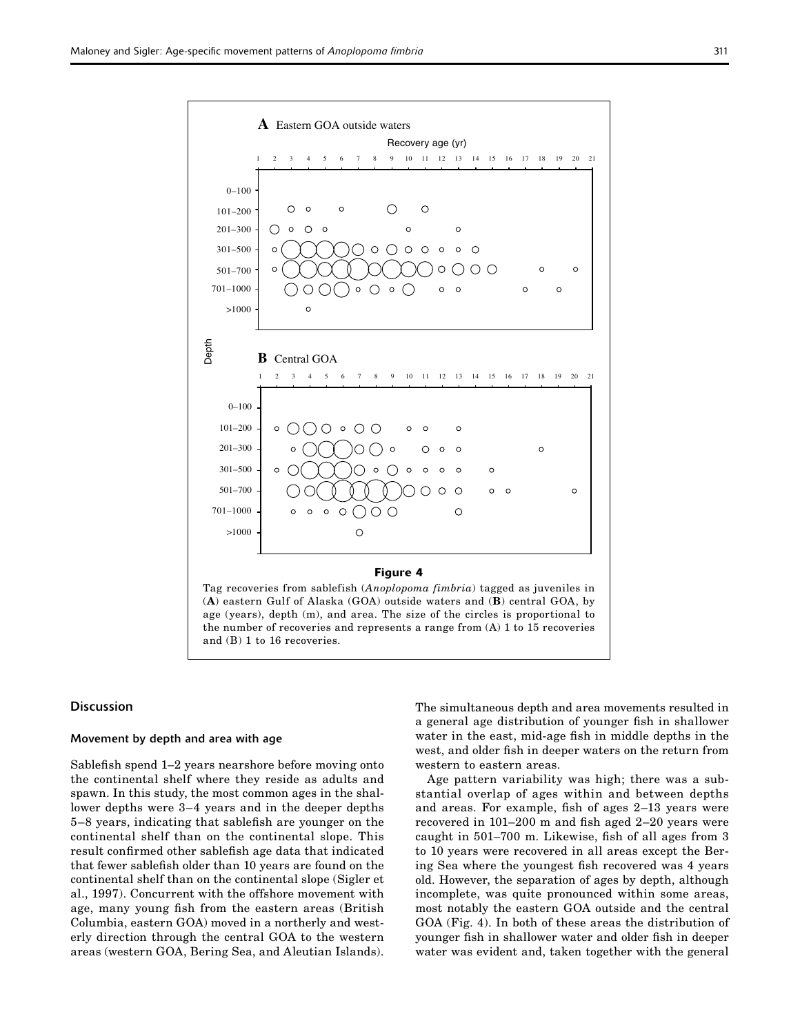**Figure 4**

Tag recoveries from sablefish (*Anoplopoma fimbria*) tagged as juveniles in (**A**) eastern Gulf of Alaska (GOA) outside waters and (**B**) central GOA, by age (years), depth (m), and area. The size of the circles is proportional to the number of recoveries and represents a range from (A) 1 to 15 recoveries and (B) 1 to 16 recoveries.

## Discussion

### Movement by depth and area with age

Sablefish spend 1–2 years nearshore before moving onto the continental shelf where they reside as adults and spawn. In this study, the most common ages in the shallower depths were 3–4 years and in the deeper depths 5–8 years, indicating that sablefish are younger on the continental shelf than on the continental slope. This result confirmed other sablefish age data that indicated that fewer sablefish older than 10 years are found on the continental shelf than on the continental slope (Sigler et al., 1997). Concurrent with the offshore movement with age, many young fish from the eastern areas (British Columbia, eastern GOA) moved in a northerly and westerly direction through the central GOA to the western areas (western GOA, Bering Sea, and Aleutian Islands). The simultaneous depth and area movements resulted in a general age distribution of younger fish in shallower water in the east, mid-age fish in middle depths in the west, and older fish in deeper waters on the return from western to eastern areas.

Age pattern variability was high; there was a substantial overlap of ages within and between depths and areas. For example, fish of ages 2–13 years were recovered in 101–200 m and fish aged 2–20 years were caught in 501–700 m. Likewise, fish of all ages from 3 to 10 years were recovered in all areas except the Bering Sea where the youngest fish recovered was 4 years old. However, the separation of ages by depth, although incomplete, was quite pronounced within some areas, most notably the eastern GOA outside and the central GOA (Fig. 4). In both of these areas the distribution of younger fish in shallower water and older fish in deeper water was evident and, taken together with the general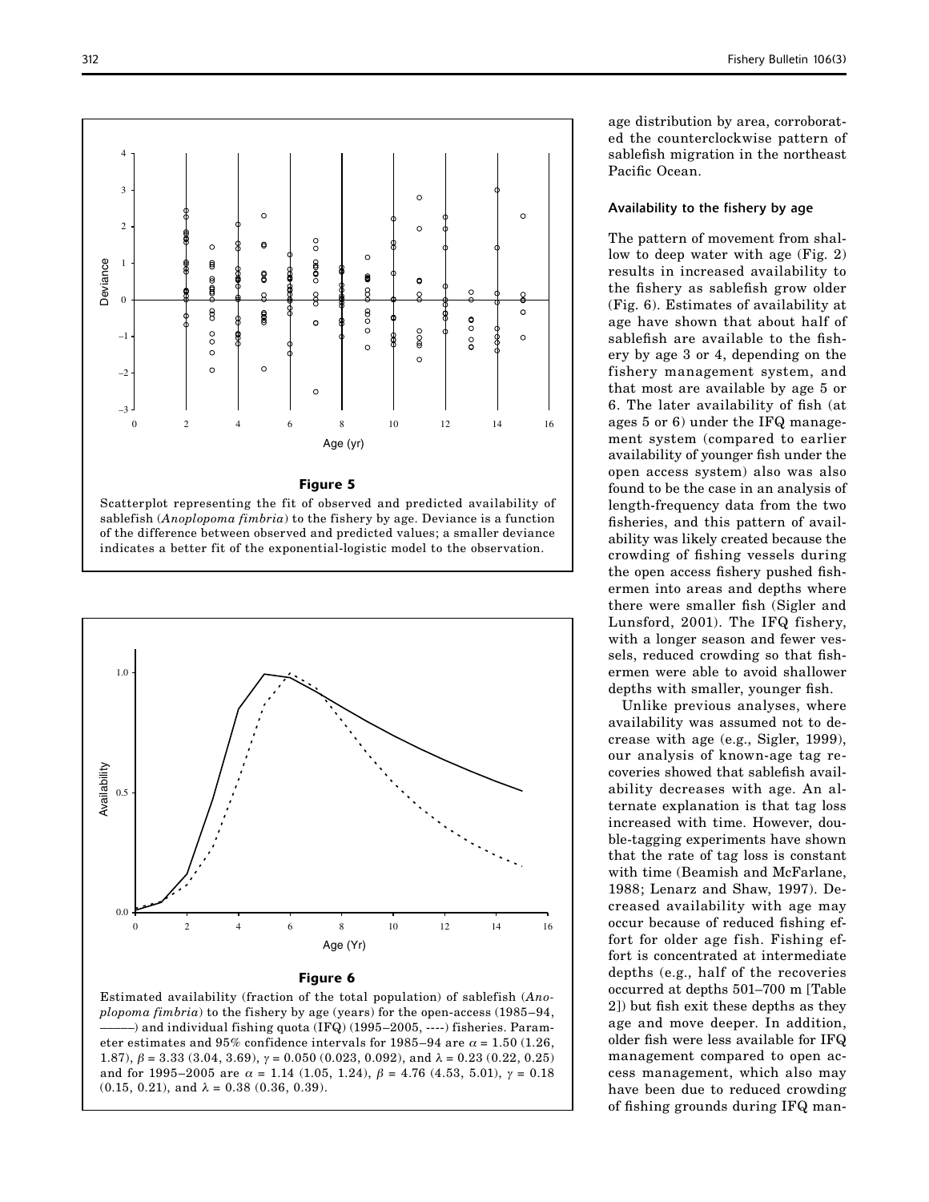**Figure 5**

Scatterplot representing the fit of observed and predicted availability of sablefish (*Anoplopoma fimbria*) to the fishery by age. Deviance is a function of the difference between observed and predicted values; a smaller deviance indicates a better fit of the exponential-logistic model to the observation.

**Figure 6**

Estimated availability (fraction of the total population) of sablefish (*Anoplopoma fimbria*) to the fishery by age (years) for the open-access (1985–94, ———) and individual fishing quota (IFQ) (1995–2005, ----) fisheries. Parameter estimates and 95% confidence intervals for 1985–94 are $\alpha = 1.50$ (1.26, 1.87), $\beta = 3.33$ (3.04, 3.69), $\gamma = 0.050$ (0.023, 0.092), and $\lambda = 0.23$ (0.22, 0.25) and for 1995–2005 are $\alpha = 1.14$ (1.05, 1.24), $\beta = 4.76$ (4.53, 5.01), $\gamma = 0.18$ (0.15, 0.21), and $\lambda = 0.38$ (0.36, 0.39).

age distribution by area, corroborated the counterclockwise pattern of sablefish migration in the northeast Pacific Ocean.

### Availability to the fishery by age

The pattern of movement from shallow to deep water with age (Fig. 2) results in increased availability to the fishery as sablefish grow older (Fig. 6). Estimates of availability at age have shown that about half of sablefish are available to the fishery by age 3 or 4, depending on the fishery management system, and that most are available by age 5 or 6. The later availability of fish (at ages 5 or 6) under the IFQ management system (compared to earlier availability of younger fish under the open access system) also was also found to be the case in an analysis of length-frequency data from the two fisheries, and this pattern of availability was likely created because the crowding of fishing vessels during the open access fishery pushed fishermen into areas and depths where there were smaller fish (Sigler and Lunsford, 2001). The IFQ fishery, with a longer season and fewer vessels, reduced crowding so that fishermen were able to avoid shallower depths with smaller, younger fish.

Unlike previous analyses, where availability was assumed not to decrease with age (e.g., Sigler, 1999), our analysis of known-age tag recoveries showed that sablefish availability decreases with age. An alternate explanation is that tag loss increased with time. However, double-tagging experiments have shown that the rate of tag loss is constant with time (Beamish and McFarlane, 1988; Lenarz and Shaw, 1997). Decreased availability with age may occur because of reduced fishing effort for older age fish. Fishing effort is concentrated at intermediate depths (e.g., half of the recoveries occurred at depths 501–700 m [Table 2]) but fish exit these depths as they age and move deeper. In addition, older fish were less available for IFQ management compared to open access management, which also may have been due to reduced crowding of fishing grounds during IFQ man-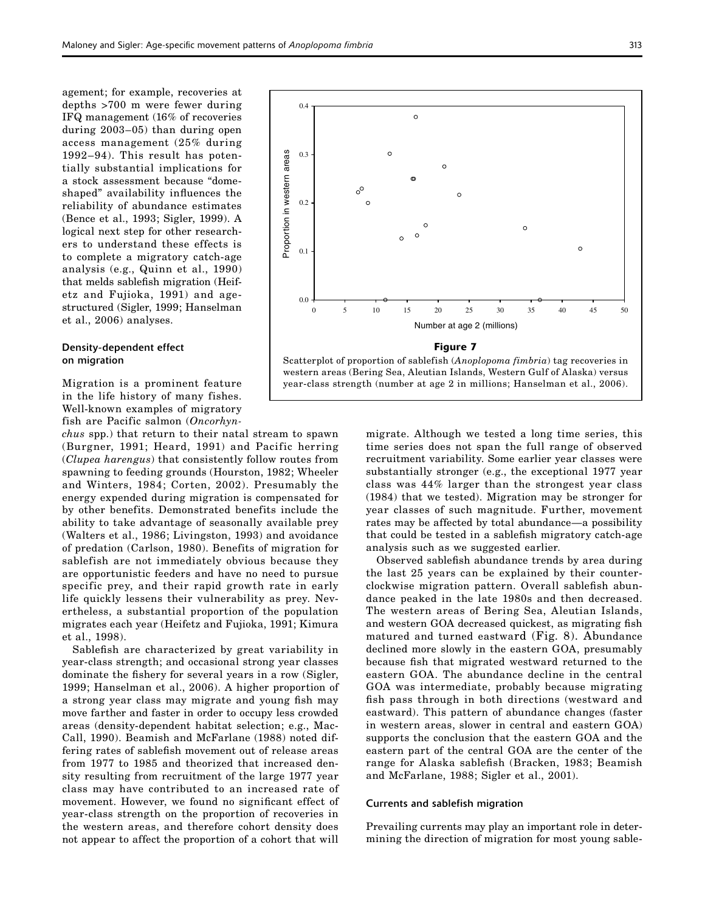agement; for example, recoveries at depths >700 m were fewer during IFQ management (16% of recoveries during 2003–05) than during open access management (25% during 1992–94). This result has potentially substantial implications for a stock assessment because "dome-shaped" availability influences the reliability of abundance estimates (Bence et al., 1993; Sigler, 1999). A logical next step for other researchers to understand these effects is to complete a migratory catch-age analysis (e.g., Quinn et al., 1990) that melds sablefish migration (Heifetz and Fujioka, 1991) and age-structured (Sigler, 1999; Hanselman et al., 2006) analyses.

### Density-dependent effect on migration

Migration is a prominent feature in the life history of many fishes. Well-known examples of migratory fish are Pacific salmon (*Oncorhynchus* spp.) that return to their natal stream to spawn (Burgner, 1991; Heard, 1991) and Pacific herring (*Clupea harengus*) that consistently follow routes from spawning to feeding grounds (Hourston, 1982; Wheeler and Winters, 1984; Corten, 2002). Presumably the energy expended during migration is compensated for by other benefits. Demonstrated benefits include the ability to take advantage of seasonally available prey (Walters et al., 1986; Livingston, 1993) and avoidance of predation (Carlson, 1980). Benefits of migration for sablefish are not immediately obvious because they are opportunistic feeders and have no need to pursue specific prey, and their rapid growth rate in early life quickly lessens their vulnerability as prey. Nevertheless, a substantial proportion of the population migrates each year (Heifetz and Fujioka, 1991; Kimura et al., 1998).

Sablefish are characterized by great variability in year-class strength; and occasional strong year classes dominate the fishery for several years in a row (Sigler, 1999; Hanselman et al., 2006). A higher proportion of a strong year class may migrate and young fish may move farther and faster in order to occupy less crowded areas (density-dependent habitat selection; e.g., MacCall, 1990). Beamish and McFarlane (1988) noted differing rates of sablefish movement out of release areas from 1977 to 1985 and theorized that increased density resulting from recruitment of the large 1977 year class may have contributed to an increased rate of movement. However, we found no significant effect of year-class strength on the proportion of recoveries in the western areas, and therefore cohort density does not appear to affect the proportion of a cohort that will migrate. Although we tested a long time series, this time series does not span the full range of observed recruitment variability. Some earlier year classes were substantially stronger (e.g., the exceptional 1977 year class was 44% larger than the strongest year class (1984) that we tested). Migration may be stronger for year classes of such magnitude. Further, movement rates may be affected by total abundance—a possibility that could be tested in a sablefish migratory catch-age analysis such as we suggested earlier.

**Figure 7**

Scatterplot of proportion of sablefish (*Anoplopoma fimbria*) tag recoveries in western areas (Bering Sea, Aleutian Islands, Western Gulf of Alaska) versus year-class strength (number at age 2 in millions; Hanselman et al., 2006).

Observed sablefish abundance trends by area during the last 25 years can be explained by their counterclockwise migration pattern. Overall sablefish abundance peaked in the late 1980s and then decreased. The western areas of Bering Sea, Aleutian Islands, and western GOA decreased quickest, as migrating fish matured and turned eastward (Fig. 8). Abundance declined more slowly in the eastern GOA, presumably because fish that migrated westward returned to the eastern GOA. The abundance decline in the central GOA was intermediate, probably because migrating fish pass through in both directions (westward and eastward). This pattern of abundance changes (faster in western areas, slower in central and eastern GOA) supports the conclusion that the eastern GOA and the eastern part of the central GOA are the center of the range for Alaska sablefish (Bracken, 1983; Beamish and McFarlane, 1988; Sigler et al., 2001).

### Currents and sablefish migration

Prevailing currents may play an important role in determining the direction of migration for most young sable-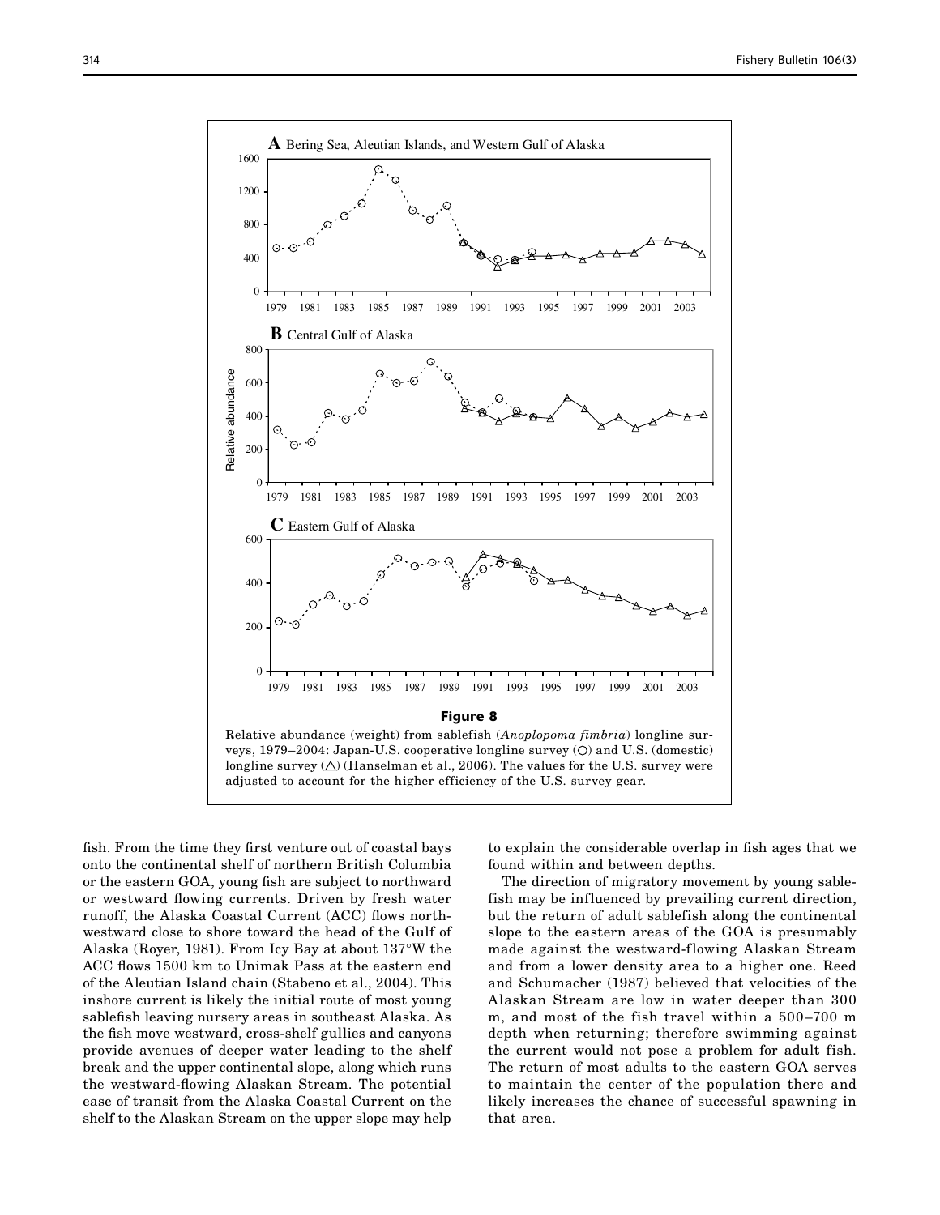**Figure 8**

Relative abundance (weight) from sablefish (*Anoplopoma fimbria*) longline surveys, 1979–2004: Japan-U.S. cooperative longline survey (○) and U.S. (domestic) longline survey (△) (Hanselman et al., 2006). The values for the U.S. survey were adjusted to account for the higher efficiency of the U.S. survey gear.

fish. From the time they first venture out of coastal bays onto the continental shelf of northern British Columbia or the eastern GOA, young fish are subject to northward or westward flowing currents. Driven by fresh water runoff, the Alaska Coastal Current (ACC) flows northwestward close to shore toward the head of the Gulf of Alaska (Royer, 1981). From Icy Bay at about 137°W the ACC flows 1500 km to Unimak Pass at the eastern end of the Aleutian Island chain (Stabeno et al., 2004). This inshore current is likely the initial route of most young sablefish leaving nursery areas in southeast Alaska. As the fish move westward, cross-shelf gullies and canyons provide avenues of deeper water leading to the shelf break and the upper continental slope, along which runs the westward-flowing Alaskan Stream. The potential ease of transit from the Alaska Coastal Current on the shelf to the Alaskan Stream on the upper slope may help to explain the considerable overlap in fish ages that we found within and between depths.

The direction of migratory movement by young sablefish may be influenced by prevailing current direction, but the return of adult sablefish along the continental slope to the eastern areas of the GOA is presumably made against the westward-flowing Alaskan Stream and from a lower density area to a higher one. Reed and Schumacher (1987) believed that velocities of the Alaskan Stream are low in water deeper than 300 m, and most of the fish travel within a 500–700 m depth when returning; therefore swimming against the current would not pose a problem for adult fish. The return of most adults to the eastern GOA serves to maintain the center of the population there and likely increases the chance of successful spawning in that area.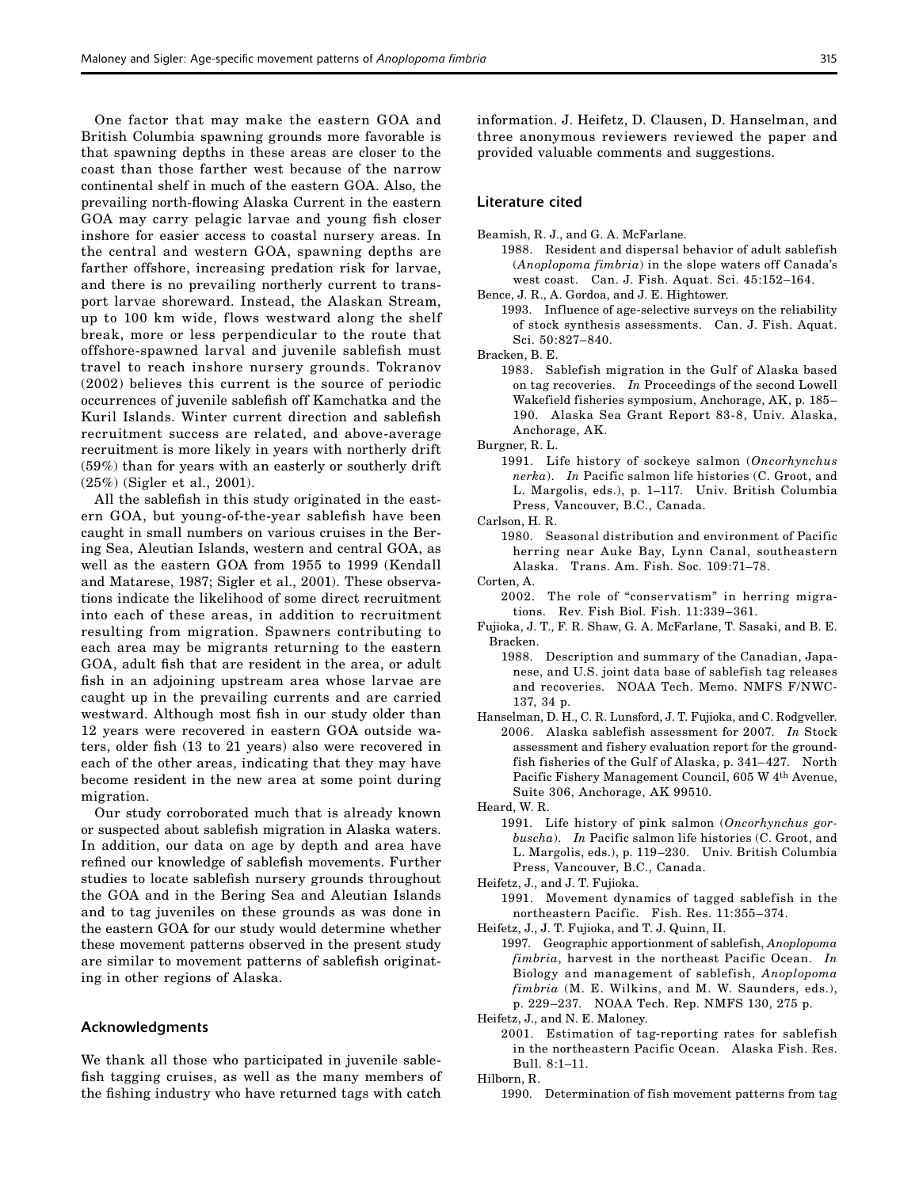One factor that may make the eastern GOA and British Columbia spawning grounds more favorable is that spawning depths in these areas are closer to the coast than those farther west because of the narrow continental shelf in much of the eastern GOA. Also, the prevailing north-flowing Alaska Current in the eastern GOA may carry pelagic larvae and young fish closer inshore for easier access to coastal nursery areas. In the central and western GOA, spawning depths are farther offshore, increasing predation risk for larvae, and there is no prevailing northerly current to transport larvae shoreward. Instead, the Alaskan Stream, up to 100 km wide, flows westward along the shelf break, more or less perpendicular to the route that offshore-spawned larval and juvenile sablefish must travel to reach inshore nursery grounds. Tokranov (2002) believes this current is the source of periodic occurrences of juvenile sablefish off Kamchatka and the Kuril Islands. Winter current direction and sablefish recruitment success are related, and above-average recruitment is more likely in years with northerly drift (59%) than for years with an easterly or southerly drift (25%) (Sigler et al., 2001).

All the sablefish in this study originated in the eastern GOA, but young-of-the-year sablefish have been caught in small numbers on various cruises in the Bering Sea, Aleutian Islands, western and central GOA, as well as the eastern GOA from 1955 to 1999 (Kendall and Matarese, 1987; Sigler et al., 2001). These observations indicate the likelihood of some direct recruitment into each of these areas, in addition to recruitment resulting from migration. Spawners contributing to each area may be migrants returning to the eastern GOA, adult fish that are resident in the area, or adult fish in an adjoining upstream area whose larvae are caught up in the prevailing currents and are carried westward. Although most fish in our study older than 12 years were recovered in eastern GOA outside waters, older fish (13 to 21 years) also were recovered in each of the other areas, indicating that they may have become resident in the new area at some point during migration.

Our study corroborated much that is already known or suspected about sablefish migration in Alaska waters. In addition, our data on age by depth and area have refined our knowledge of sablefish movements. Further studies to locate sablefish nursery grounds throughout the GOA and in the Bering Sea and Aleutian Islands and to tag juveniles on these grounds as was done in the eastern GOA for our study would determine whether these movement patterns observed in the present study are similar to movement patterns of sablefish originating in other regions of Alaska.

## Acknowledgments

We thank all those who participated in juvenile sablefish tagging cruises, as well as the many members of the fishing industry who have returned tags with catch information. J. Heifetz, D. Clausen, D. Hanselman, and three anonymous reviewers reviewed the paper and provided valuable comments and suggestions.

## Literature cited

Beamish, R. J., and G. A. McFarlane.
1988. Resident and dispersal behavior of adult sablefish (*Anoplopoma fimbria*) in the slope waters off Canada's west coast. Can. J. Fish. Aquat. Sci. 45:152–164.

Bence, J. R., A. Gordoa, and J. E. Hightower.
1993. Influence of age-selective surveys on the reliability of stock synthesis assessments. Can. J. Fish. Aquat. Sci. 50:827–840.

Bracken, B. E.
1983. Sablefish migration in the Gulf of Alaska based on tag recoveries. *In* Proceedings of the second Lowell Wakefield fisheries symposium, Anchorage, AK, p. 185–190. Alaska Sea Grant Report 83-8, Univ. Alaska, Anchorage, AK.

Burgner, R. L.
1991. Life history of sockeye salmon (*Oncorhynchus nerka*). *In* Pacific salmon life histories (C. Groot, and L. Margolis, eds.), p. 1–117. Univ. British Columbia Press, Vancouver, B.C., Canada.

Carlson, H. R.
1980. Seasonal distribution and environment of Pacific herring near Auke Bay, Lynn Canal, southeastern Alaska. Trans. Am. Fish. Soc. 109:71–78.

Corten, A.
2002. The role of "conservatism" in herring migrations. Rev. Fish Biol. Fish. 11:339–361.

Fujioka, J. T., F. R. Shaw, G. A. McFarlane, T. Sasaki, and B. E. Bracken.
1988. Description and summary of the Canadian, Japanese, and U.S. joint data base of sablefish tag releases and recoveries. NOAA Tech. Memo. NMFS F/NWC-137, 34 p.

Hanselman, D. H., C. R. Lunsford, J. T. Fujioka, and C. Rodgveller.
2006. Alaska sablefish assessment for 2007. *In* Stock assessment and fishery evaluation report for the groundfish fisheries of the Gulf of Alaska, p. 341–427. North Pacific Fishery Management Council, 605 W 4th Avenue, Suite 306, Anchorage, AK 99510.

Heard, W. R.
1991. Life history of pink salmon (*Oncorhynchus gorbuscha*). *In* Pacific salmon life histories (C. Groot, and L. Margolis, eds.), p. 119–230. Univ. British Columbia Press, Vancouver, B.C., Canada.

Heifetz, J., and J. T. Fujioka.
1991. Movement dynamics of tagged sablefish in the northeastern Pacific. Fish. Res. 11:355–374.

Heifetz, J., J. T. Fujioka, and T. J. Quinn, II.
1997. Geographic apportionment of sablefish, *Anoplopoma fimbria*, harvest in the northeast Pacific Ocean. *In* Biology and management of sablefish, *Anoplopoma fimbria* (M. E. Wilkins, and M. W. Saunders, eds.), p. 229–237. NOAA Tech. Rep. NMFS 130, 275 p.

Heifetz, J., and N. E. Maloney.
2001. Estimation of tag-reporting rates for sablefish in the northeastern Pacific Ocean. Alaska Fish. Res. Bull. 8:1–11.

Hilborn, R.
1990. Determination of fish movement patterns from tag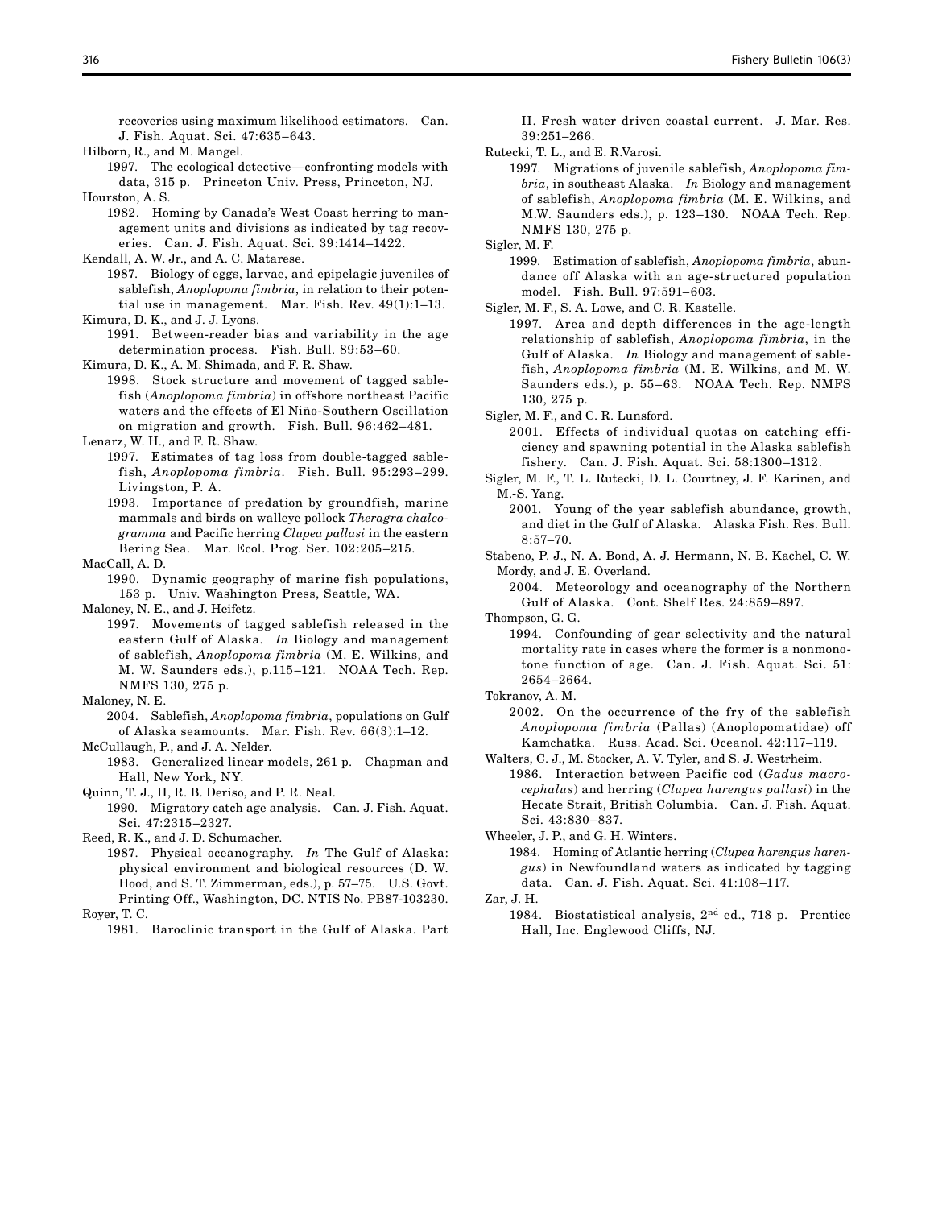recoveries using maximum likelihood estimators. Can. J. Fish. Aquat. Sci. 47:635–643.

Hilborn, R., and M. Mangel.
1997. The ecological detective—confronting models with data, 315 p. Princeton Univ. Press, Princeton, NJ.

Hourston, A. S.
1982. Homing by Canada's West Coast herring to management units and divisions as indicated by tag recoveries. Can. J. Fish. Aquat. Sci. 39:1414–1422.

Kendall, A. W. Jr., and A. C. Matarese.
1987. Biology of eggs, larvae, and epipelagic juveniles of sablefish, *Anoplopoma fimbria*, in relation to their potential use in management. Mar. Fish. Rev. 49(1):1–13.

Kimura, D. K., and J. J. Lyons.
1991. Between-reader bias and variability in the age determination process. Fish. Bull. 89:53–60.

Kimura, D. K., A. M. Shimada, and F. R. Shaw.
1998. Stock structure and movement of tagged sablefish (*Anoplopoma fimbria*) in offshore northeast Pacific waters and the effects of El Niño-Southern Oscillation on migration and growth. Fish. Bull. 96:462–481.

Lenarz, W. H., and F. R. Shaw.
1997. Estimates of tag loss from double-tagged sablefish, *Anoplopoma fimbria*. Fish. Bull. 95:293–299.

Livingston, P. A.
1993. Importance of predation by groundfish, marine mammals and birds on walleye pollock *Theragra chalcogramma* and Pacific herring *Clupea pallasi* in the eastern Bering Sea. Mar. Ecol. Prog. Ser. 102:205–215.

MacCall, A. D.
1990. Dynamic geography of marine fish populations, 153 p. Univ. Washington Press, Seattle, WA.

Maloney, N. E., and J. Heifetz.
1997. Movements of tagged sablefish released in the eastern Gulf of Alaska. *In* Biology and management of sablefish, *Anoplopoma fimbria* (M. E. Wilkins, and M. W. Saunders eds.), p.115–121. NOAA Tech. Rep. NMFS 130, 275 p.

Maloney, N. E.
2004. Sablefish, *Anoplopoma fimbria*, populations on Gulf of Alaska seamounts. Mar. Fish. Rev. 66(3):1–12.

McCullaugh, P., and J. A. Nelder.
1983. Generalized linear models, 261 p. Chapman and Hall, New York, NY.

Quinn, T. J., II, R. B. Deriso, and P. R. Neal.
1990. Migratory catch age analysis. Can. J. Fish. Aquat. Sci. 47:2315–2327.

Reed, R. K., and J. D. Schumacher.
1987. Physical oceanography. *In* The Gulf of Alaska: physical environment and biological resources (D. W. Hood, and S. T. Zimmerman, eds.), p. 57–75. U.S. Govt. Printing Off., Washington, DC. NTIS No. PB87-103230.

Royer, T. C.
1981. Baroclinic transport in the Gulf of Alaska. Part II. Fresh water driven coastal current. J. Mar. Res. 39:251–266.

Rutecki, T. L., and E. R.Varosi.
1997. Migrations of juvenile sablefish, *Anoplopoma fimbria*, in southeast Alaska. *In* Biology and management of sablefish, *Anoplopoma fimbria* (M. E. Wilkins, and M.W. Saunders eds.), p. 123–130. NOAA Tech. Rep. NMFS 130, 275 p.

Sigler, M. F.
1999. Estimation of sablefish, *Anoplopoma fimbria*, abundance off Alaska with an age-structured population model. Fish. Bull. 97:591–603.

Sigler, M. F., S. A. Lowe, and C. R. Kastelle.
1997. Area and depth differences in the age-length relationship of sablefish, *Anoplopoma fimbria*, in the Gulf of Alaska. *In* Biology and management of sablefish, *Anoplopoma fimbria* (M. E. Wilkins, and M. W. Saunders eds.), p. 55–63. NOAA Tech. Rep. NMFS 130, 275 p.

Sigler, M. F., and C. R. Lunsford.
2001. Effects of individual quotas on catching efficiency and spawning potential in the Alaska sablefish fishery. Can. J. Fish. Aquat. Sci. 58:1300–1312.

Sigler, M. F., T. L. Rutecki, D. L. Courtney, J. F. Karinen, and M.-S. Yang.
2001. Young of the year sablefish abundance, growth, and diet in the Gulf of Alaska. Alaska Fish. Res. Bull. 8:57–70.

Stabeno, P. J., N. A. Bond, A. J. Hermann, N. B. Kachel, C. W. Mordy, and J. E. Overland.
2004. Meteorology and oceanography of the Northern Gulf of Alaska. Cont. Shelf Res. 24:859–897.

Thompson, G. G.
1994. Confounding of gear selectivity and the natural mortality rate in cases where the former is a nonmonotone function of age. Can. J. Fish. Aquat. Sci. 51: 2654–2664.

Tokranov, A. M.
2002. On the occurrence of the fry of the sablefish *Anoplopoma fimbria* (Pallas) (Anoplopomatidae) off Kamchatka. Russ. Acad. Sci. Oceanol. 42:117–119.

Walters, C. J., M. Stocker, A. V. Tyler, and S. J. Westrheim.
1986. Interaction between Pacific cod (*Gadus macrocephalus*) and herring (*Clupea harengus pallasi*) in the Hecate Strait, British Columbia. Can. J. Fish. Aquat. Sci. 43:830–837.

Wheeler, J. P., and G. H. Winters.
1984. Homing of Atlantic herring (*Clupea harengus harengus*) in Newfoundland waters as indicated by tagging data. Can. J. Fish. Aquat. Sci. 41:108–117.

Zar, J. H.
1984. Biostatistical analysis, 2nd ed., 718 p. Prentice Hall, Inc. Englewood Cliffs, NJ.